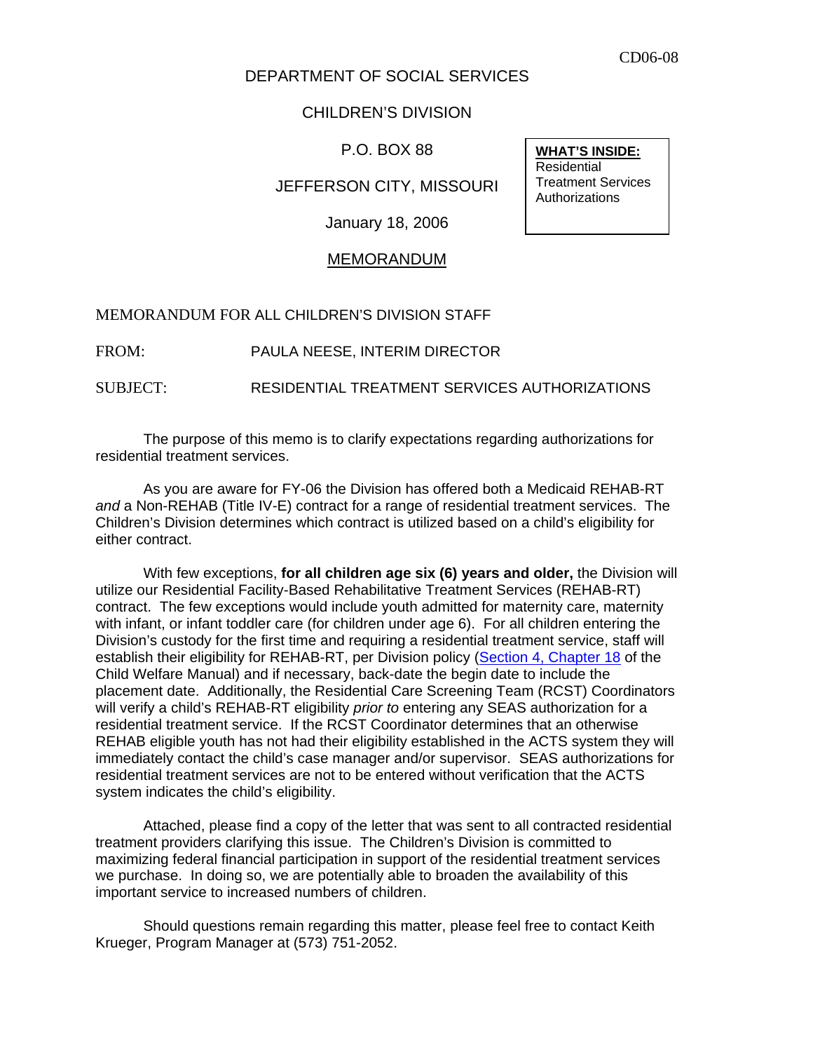CD06-08

DEPARTMENT OF SOCIAL SERVICES

CHILDREN'S DIVISION

P.O. BOX 88

JEFFERSON CITY, MISSOURI

January 18, 2006

**WHAT'S INSIDE:**
Residential Treatment Services Authorizations

MEMORANDUM

MEMORANDUM FOR ALL CHILDREN'S DIVISION STAFF

FROM: PAULA NEESE, INTERIM DIRECTOR

SUBJECT: RESIDENTIAL TREATMENT SERVICES AUTHORIZATIONS

The purpose of this memo is to clarify expectations regarding authorizations for residential treatment services.

As you are aware for FY-06 the Division has offered both a Medicaid REHAB-RT *and* a Non-REHAB (Title IV-E) contract for a range of residential treatment services. The Children's Division determines which contract is utilized based on a child's eligibility for either contract.

With few exceptions, **for all children age six (6) years and older,** the Division will utilize our Residential Facility-Based Rehabilitative Treatment Services (REHAB-RT) contract. The few exceptions would include youth admitted for maternity care, maternity with infant, or infant toddler care (for children under age 6). For all children entering the Division's custody for the first time and requiring a residential treatment service, staff will establish their eligibility for REHAB-RT, per Division policy (Section 4, Chapter 18 of the Child Welfare Manual) and if necessary, back-date the begin date to include the placement date. Additionally, the Residential Care Screening Team (RCST) Coordinators will verify a child's REHAB-RT eligibility *prior to* entering any SEAS authorization for a residential treatment service. If the RCST Coordinator determines that an otherwise REHAB eligible youth has not had their eligibility established in the ACTS system they will immediately contact the child's case manager and/or supervisor. SEAS authorizations for residential treatment services are not to be entered without verification that the ACTS system indicates the child's eligibility.

Attached, please find a copy of the letter that was sent to all contracted residential treatment providers clarifying this issue. The Children's Division is committed to maximizing federal financial participation in support of the residential treatment services we purchase. In doing so, we are potentially able to broaden the availability of this important service to increased numbers of children.

Should questions remain regarding this matter, please feel free to contact Keith Krueger, Program Manager at (573) 751-2052.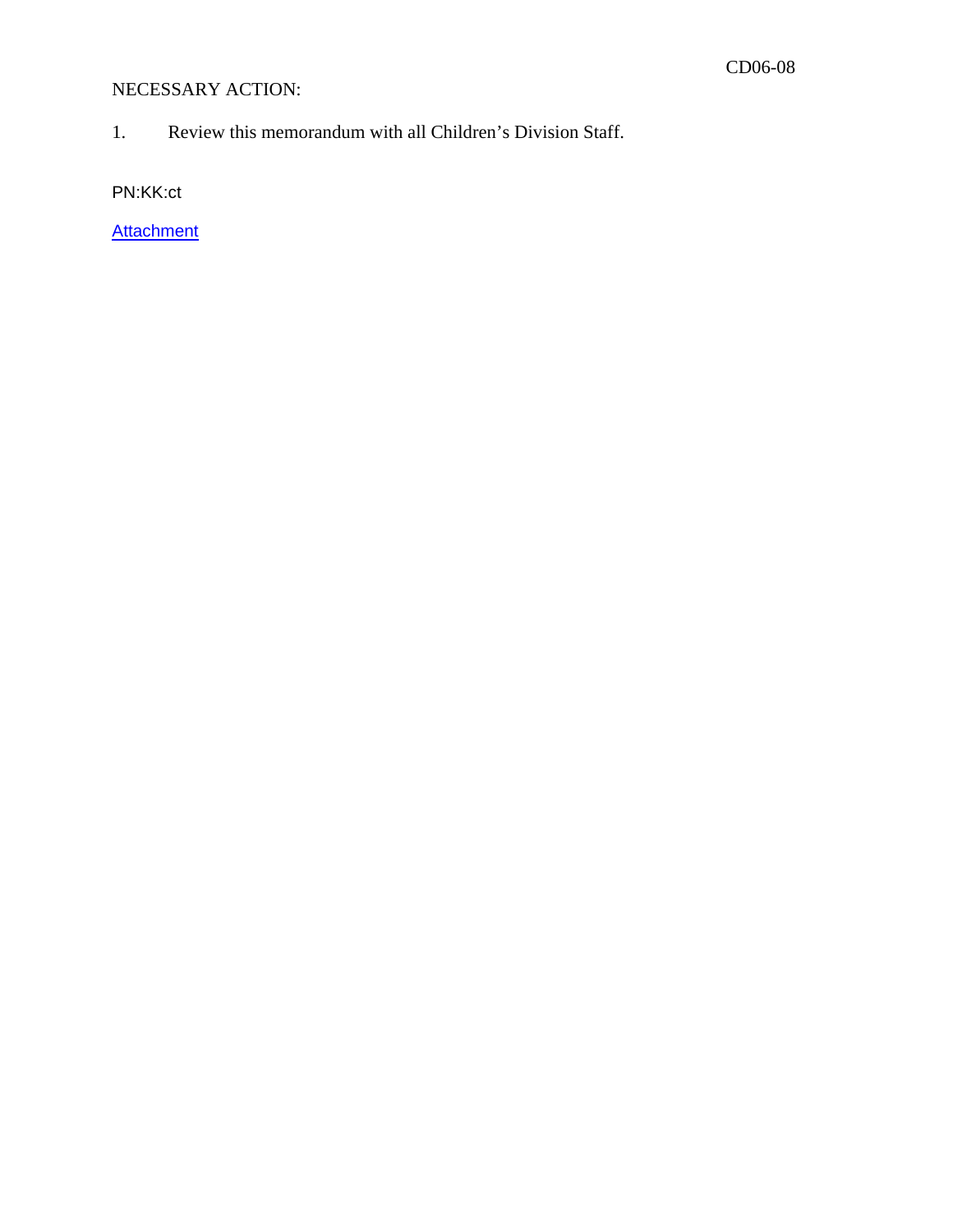NECESSARY ACTION:

1. Review this memorandum with all Children's Division Staff.

PN:KK:ct

Attachment